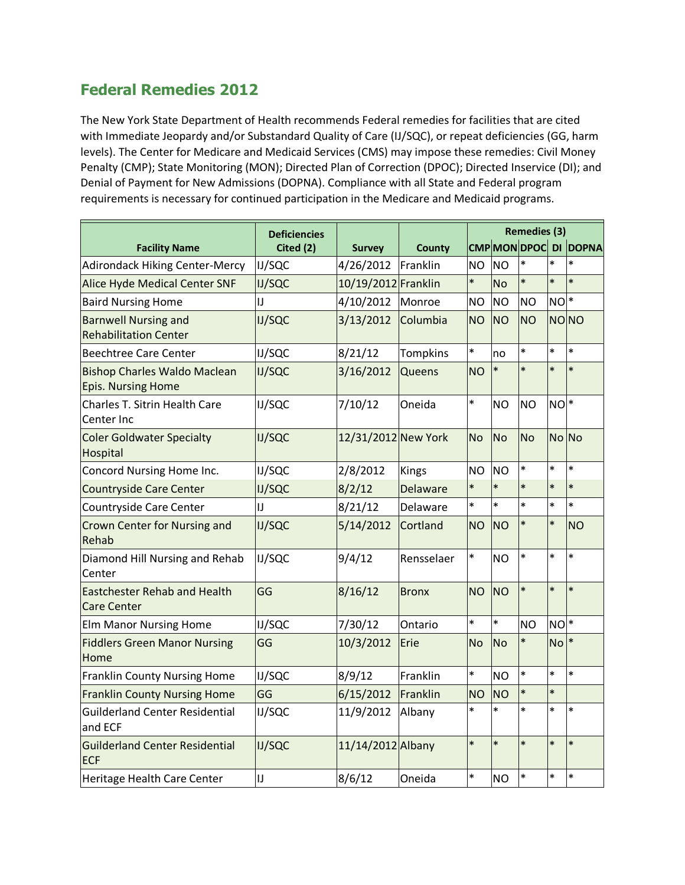## Federal Remedies 2012

The New York State Department of Health recommends Federal remedies for facilities that are cited with Immediate Jeopardy and/or Substandard Quality of Care (IJ/SQC), or repeat deficiencies (GG, harm levels). The Center for Medicare and Medicaid Services (CMS) may impose these remedies: Civil Money Penalty (CMP); State Monitoring (MON); Directed Plan of Correction (DPOC); Directed Inservice (DI); and Denial of Payment for New Admissions (DOPNA). Compliance with all State and Federal program requirements is necessary for continued participation in the Medicare and Medicaid programs.

| Facility Name | Deficiencies Cited (2) | Survey | County | Remedies (3) | | | | |
|---|---|---|---|---|---|---|---|---|
| | | | | CMP | MON | DPOC | DI | DOPNA |
| Adirondack Hiking Center-Mercy | IJ/SQC | 4/26/2012 | Franklin | NO | NO | * | * | * |
| Alice Hyde Medical Center SNF | IJ/SQC | 10/19/2012 | Franklin | * | No | * | * | * |
| Baird Nursing Home | IJ | 4/10/2012 | Monroe | NO | NO | NO | NO | * |
| Barnwell Nursing and Rehabilitation Center | IJ/SQC | 3/13/2012 | Columbia | NO | NO | NO | NO | NO |
| Beechtree Care Center | IJ/SQC | 8/21/12 | Tompkins | * | no | * | * | * |
| Bishop Charles Waldo Maclean Epis. Nursing Home | IJ/SQC | 3/16/2012 | Queens | NO | * | * | * | * |
| Charles T. Sitrin Health Care Center Inc | IJ/SQC | 7/10/12 | Oneida | * | NO | NO | NO | * |
| Coler Goldwater Specialty Hospital | IJ/SQC | 12/31/2012 | New York | No | No | No | No | No |
| Concord Nursing Home Inc. | IJ/SQC | 2/8/2012 | Kings | NO | NO | * | * | * |
| Countryside Care Center | IJ/SQC | 8/2/12 | Delaware | * | * | * | * | * |
| Countryside Care Center | IJ | 8/21/12 | Delaware | * | * | * | * | * |
| Crown Center for Nursing and Rehab | IJ/SQC | 5/14/2012 | Cortland | NO | NO | * | * | NO |
| Diamond Hill Nursing and Rehab Center | IJ/SQC | 9/4/12 | Rensselaer | * | NO | * | * | * |
| Eastchester Rehab and Health Care Center | GG | 8/16/12 | Bronx | NO | NO | * | * | * |
| Elm Manor Nursing Home | IJ/SQC | 7/30/12 | Ontario | * | * | NO | NO | * |
| Fiddlers Green Manor Nursing Home | GG | 10/3/2012 | Erie | No | No | * | No | * |
| Franklin County Nursing Home | IJ/SQC | 8/9/12 | Franklin | * | NO | * | * | * |
| Franklin County Nursing Home | GG | 6/15/2012 | Franklin | NO | NO | * | * | |
| Guilderland Center Residential and ECF | IJ/SQC | 11/9/2012 | Albany | * | * | * | * | * |
| Guilderland Center Residential ECF | IJ/SQC | 11/14/2012 | Albany | * | * | * | * | * |
| Heritage Health Care Center | IJ | 8/6/12 | Oneida | * | NO | * | * | * |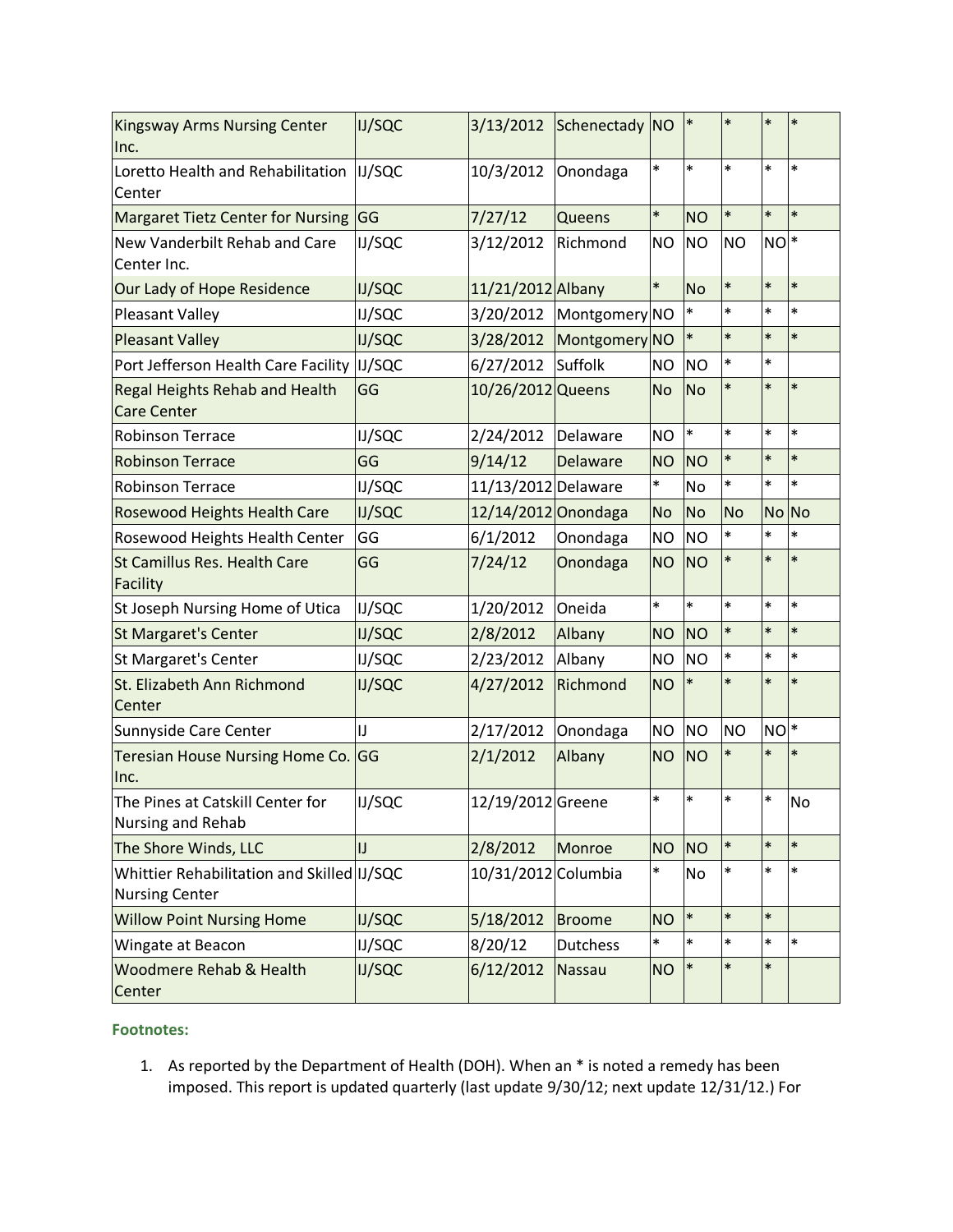| | | | | | | | | |
|---|---|---|---|---|---|---|---|---|
| Kingsway Arms Nursing Center Inc. | IJ/SQC | 3/13/2012 | Schenectady | NO | * | * | * | * |
| Loretto Health and Rehabilitation Center | IJ/SQC | 10/3/2012 | Onondaga | * | * | * | * | * |
| Margaret Tietz Center for Nursing | GG | 7/27/12 | Queens | * | NO | * | * | * |
| New Vanderbilt Rehab and Care Center Inc. | IJ/SQC | 3/12/2012 | Richmond | NO | NO | NO | NO | * |
| Our Lady of Hope Residence | IJ/SQC | 11/21/2012 | Albany | * | No | * | * | * |
| Pleasant Valley | IJ/SQC | 3/20/2012 | Montgomery | NO | * | * | * | * |
| Pleasant Valley | IJ/SQC | 3/28/2012 | Montgomery | NO | * | * | * | * |
| Port Jefferson Health Care Facility | IJ/SQC | 6/27/2012 | Suffolk | NO | NO | * | * | |
| Regal Heights Rehab and Health Care Center | GG | 10/26/2012 | Queens | No | No | * | * | * |
| Robinson Terrace | IJ/SQC | 2/24/2012 | Delaware | NO | * | * | * | * |
| Robinson Terrace | GG | 9/14/12 | Delaware | NO | NO | * | * | * |
| Robinson Terrace | IJ/SQC | 11/13/2012 | Delaware | * | No | * | * | * |
| Rosewood Heights Health Care | IJ/SQC | 12/14/2012 | Onondaga | No | No | No | No | No |
| Rosewood Heights Health Center | GG | 6/1/2012 | Onondaga | NO | NO | * | * | * |
| St Camillus Res. Health Care Facility | GG | 7/24/12 | Onondaga | NO | NO | * | * | * |
| St Joseph Nursing Home of Utica | IJ/SQC | 1/20/2012 | Oneida | * | * | * | * | * |
| St Margaret's Center | IJ/SQC | 2/8/2012 | Albany | NO | NO | * | * | * |
| St Margaret's Center | IJ/SQC | 2/23/2012 | Albany | NO | NO | * | * | * |
| St. Elizabeth Ann Richmond Center | IJ/SQC | 4/27/2012 | Richmond | NO | * | * | * | * |
| Sunnyside Care Center | IJ | 2/17/2012 | Onondaga | NO | NO | NO | NO | * |
| Teresian House Nursing Home Co. Inc. | GG | 2/1/2012 | Albany | NO | NO | * | * | * |
| The Pines at Catskill Center for Nursing and Rehab | IJ/SQC | 12/19/2012 | Greene | * | * | * | * | No |
| The Shore Winds, LLC | IJ | 2/8/2012 | Monroe | NO | NO | * | * | * |
| Whittier Rehabilitation and Skilled Nursing Center | IJ/SQC | 10/31/2012 | Columbia | * | No | * | * | * |
| Willow Point Nursing Home | IJ/SQC | 5/18/2012 | Broome | NO | * | * | * | |
| Wingate at Beacon | IJ/SQC | 8/20/12 | Dutchess | * | * | * | * | * |
| Woodmere Rehab & Health Center | IJ/SQC | 6/12/2012 | Nassau | NO | * | * | * | |

**Footnotes:**

1. As reported by the Department of Health (DOH). When an * is noted a remedy has been imposed. This report is updated quarterly (last update 9/30/12; next update 12/31/12.) For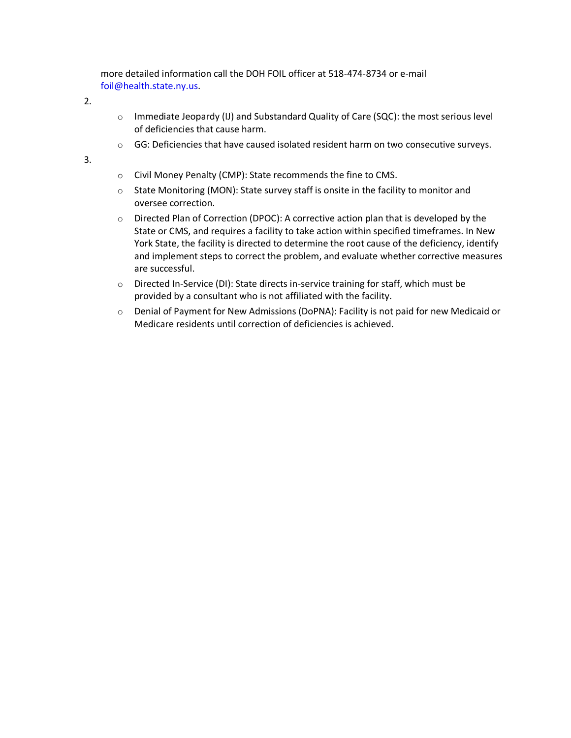more detailed information call the DOH FOIL officer at 518-474-8734 or e-mail foil@health.state.ny.us.

2.
    - Immediate Jeopardy (IJ) and Substandard Quality of Care (SQC): the most serious level of deficiencies that cause harm.
    - GG: Deficiencies that have caused isolated resident harm on two consecutive surveys.

3.
    - Civil Money Penalty (CMP): State recommends the fine to CMS.
    - State Monitoring (MON): State survey staff is onsite in the facility to monitor and oversee correction.
    - Directed Plan of Correction (DPOC): A corrective action plan that is developed by the State or CMS, and requires a facility to take action within specified timeframes. In New York State, the facility is directed to determine the root cause of the deficiency, identify and implement steps to correct the problem, and evaluate whether corrective measures are successful.
    - Directed In-Service (DI): State directs in-service training for staff, which must be provided by a consultant who is not affiliated with the facility.
    - Denial of Payment for New Admissions (DoPNA): Facility is not paid for new Medicaid or Medicare residents until correction of deficiencies is achieved.